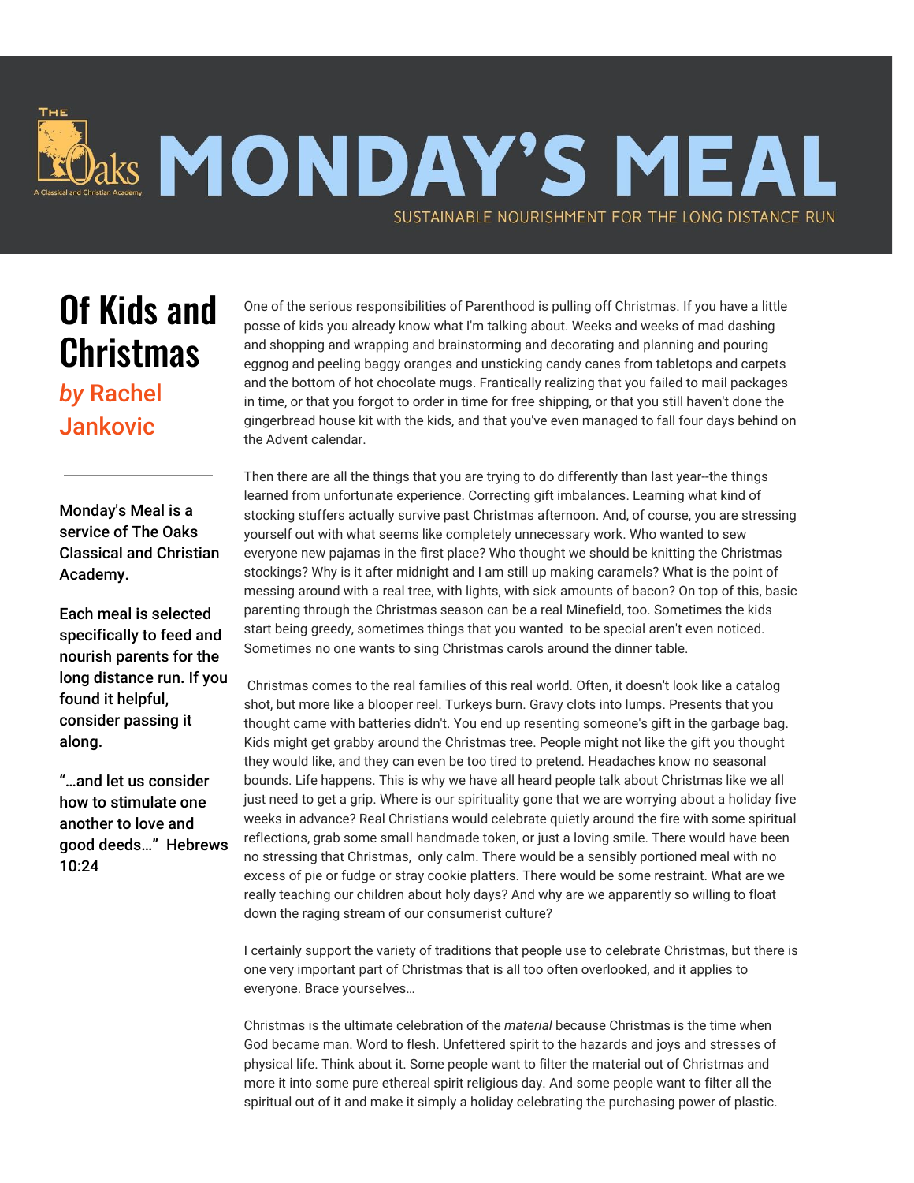# MONDAY'S MEAL

SUSTAINABLE NOURISHMENT FOR THE LONG DISTANCE RUN

## Of Kids and Christmas

*by* Rachel Jankovic

---

Monday's Meal is a service of The Oaks Classical and Christian Academy.

Each meal is selected specifically to feed and nourish parents for the long distance run. If you found it helpful, consider passing it along.

"…and let us consider how to stimulate one another to love and good deeds…" Hebrews 10:24

One of the serious responsibilities of Parenthood is pulling off Christmas. If you have a little posse of kids you already know what I'm talking about. Weeks and weeks of mad dashing and shopping and wrapping and brainstorming and decorating and planning and pouring eggnog and peeling baggy oranges and unsticking candy canes from tabletops and carpets and the bottom of hot chocolate mugs. Frantically realizing that you failed to mail packages in time, or that you forgot to order in time for free shipping, or that you still haven't done the gingerbread house kit with the kids, and that you've even managed to fall four days behind on the Advent calendar.

Then there are all the things that you are trying to do differently than last year--the things learned from unfortunate experience. Correcting gift imbalances. Learning what kind of stocking stuffers actually survive past Christmas afternoon. And, of course, you are stressing yourself out with what seems like completely unnecessary work. Who wanted to sew everyone new pajamas in the first place? Who thought we should be knitting the Christmas stockings? Why is it after midnight and I am still up making caramels? What is the point of messing around with a real tree, with lights, with sick amounts of bacon? On top of this, basic parenting through the Christmas season can be a real Minefield, too. Sometimes the kids start being greedy, sometimes things that you wanted to be special aren't even noticed. Sometimes no one wants to sing Christmas carols around the dinner table.

Christmas comes to the real families of this real world. Often, it doesn't look like a catalog shot, but more like a blooper reel. Turkeys burn. Gravy clots into lumps. Presents that you thought came with batteries didn't. You end up resenting someone's gift in the garbage bag. Kids might get grabby around the Christmas tree. People might not like the gift you thought they would like, and they can even be too tired to pretend. Headaches know no seasonal bounds. Life happens. This is why we have all heard people talk about Christmas like we all just need to get a grip. Where is our spirituality gone that we are worrying about a holiday five weeks in advance? Real Christians would celebrate quietly around the fire with some spiritual reflections, grab some small handmade token, or just a loving smile. There would have been no stressing that Christmas, only calm. There would be a sensibly portioned meal with no excess of pie or fudge or stray cookie platters. There would be some restraint. What are we really teaching our children about holy days? And why are we apparently so willing to float down the raging stream of our consumerist culture?

I certainly support the variety of traditions that people use to celebrate Christmas, but there is one very important part of Christmas that is all too often overlooked, and it applies to everyone. Brace yourselves…

Christmas is the ultimate celebration of the *material* because Christmas is the time when God became man. Word to flesh. Unfettered spirit to the hazards and joys and stresses of physical life. Think about it. Some people want to filter the material out of Christmas and more it into some pure ethereal spirit religious day. And some people want to filter all the spiritual out of it and make it simply a holiday celebrating the purchasing power of plastic.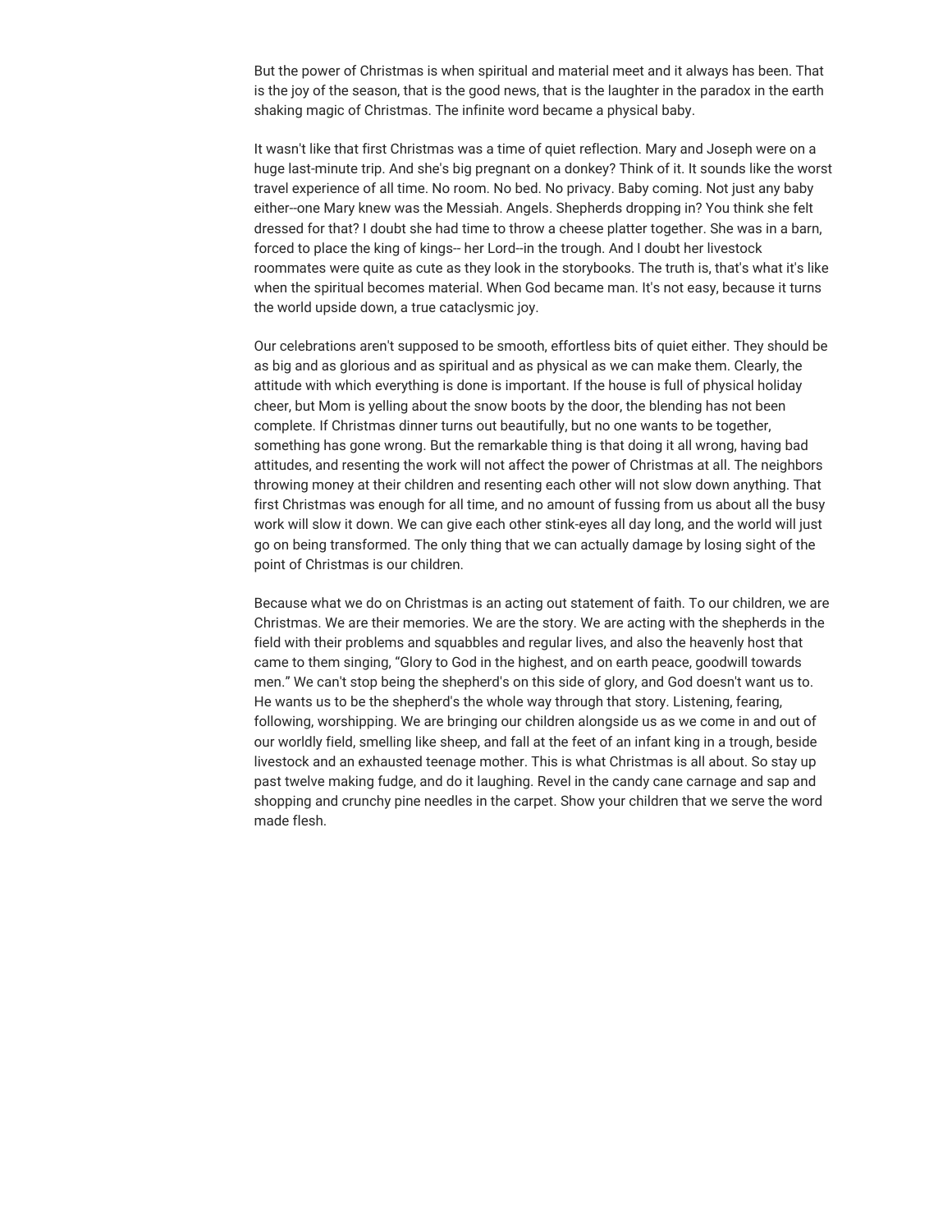But the power of Christmas is when spiritual and material meet and it always has been. That is the joy of the season, that is the good news, that is the laughter in the paradox in the earth shaking magic of Christmas. The infinite word became a physical baby.

It wasn't like that first Christmas was a time of quiet reflection. Mary and Joseph were on a huge last-minute trip. And she's big pregnant on a donkey? Think of it. It sounds like the worst travel experience of all time. No room. No bed. No privacy. Baby coming. Not just any baby either--one Mary knew was the Messiah. Angels. Shepherds dropping in? You think she felt dressed for that? I doubt she had time to throw a cheese platter together. She was in a barn, forced to place the king of kings-- her Lord--in the trough. And I doubt her livestock roommates were quite as cute as they look in the storybooks. The truth is, that's what it's like when the spiritual becomes material. When God became man. It's not easy, because it turns the world upside down, a true cataclysmic joy.

Our celebrations aren't supposed to be smooth, effortless bits of quiet either. They should be as big and as glorious and as spiritual and as physical as we can make them. Clearly, the attitude with which everything is done is important. If the house is full of physical holiday cheer, but Mom is yelling about the snow boots by the door, the blending has not been complete. If Christmas dinner turns out beautifully, but no one wants to be together, something has gone wrong. But the remarkable thing is that doing it all wrong, having bad attitudes, and resenting the work will not affect the power of Christmas at all. The neighbors throwing money at their children and resenting each other will not slow down anything. That first Christmas was enough for all time, and no amount of fussing from us about all the busy work will slow it down. We can give each other stink-eyes all day long, and the world will just go on being transformed. The only thing that we can actually damage by losing sight of the point of Christmas is our children.

Because what we do on Christmas is an acting out statement of faith. To our children, we are Christmas. We are their memories. We are the story. We are acting with the shepherds in the field with their problems and squabbles and regular lives, and also the heavenly host that came to them singing, "Glory to God in the highest, and on earth peace, goodwill towards men." We can't stop being the shepherd's on this side of glory, and God doesn't want us to. He wants us to be the shepherd's the whole way through that story. Listening, fearing, following, worshipping. We are bringing our children alongside us as we come in and out of our worldly field, smelling like sheep, and fall at the feet of an infant king in a trough, beside livestock and an exhausted teenage mother. This is what Christmas is all about. So stay up past twelve making fudge, and do it laughing. Revel in the candy cane carnage and sap and shopping and crunchy pine needles in the carpet. Show your children that we serve the word made flesh.